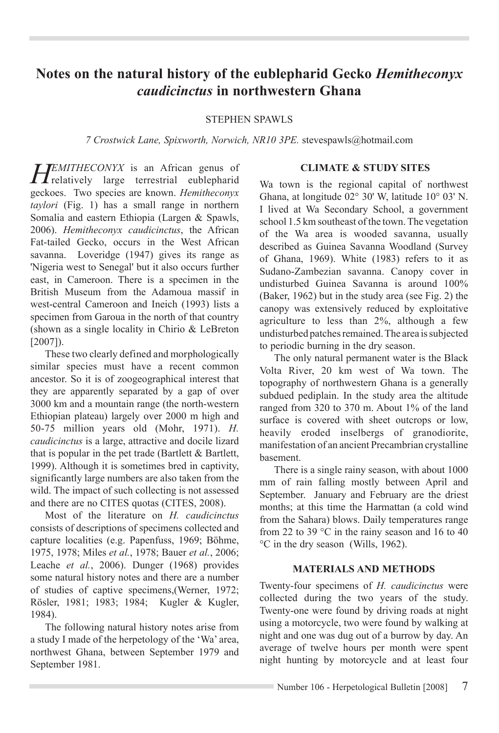# Notes on the natural history of the eublepharid Gecko *Hemitheconyx caudicinctus* in northwestern Ghana

STEPHEN SPAWLS

*7 Crostwick Lane, Spixworth, Norwich, NR10 3PE.* stevespawls@hotmail.com

*HEMITHECONYX* is an African genus of relatively large terrestrial eublepharid geckoes. Two species are known. *Hemitheconyx taylori* (Fig. 1) has a small range in northern Somalia and eastern Ethiopia (Largen & Spawls, 2006). *Hemitheconyx caudicinctus*, the African Fat-tailed Gecko, occurs in the West African savanna. Loveridge (1947) gives its range as 'Nigeria west to Senegal' but it also occurs further east, in Cameroon. There is a specimen in the British Museum from the Adamoua massif in west-central Cameroon and Ineich (1993) lists a specimen from Garoua in the north of that country (shown as a single locality in Chirio & LeBreton [2007]).

These two clearly defined and morphologically similar species must have a recent common ancestor. So it is of zoogeographical interest that they are apparently separated by a gap of over 3000 km and a mountain range (the north-western Ethiopian plateau) largely over 2000 m high and 50-75 million years old (Mohr, 1971). *H. caudicinctus* is a large, attractive and docile lizard that is popular in the pet trade (Bartlett & Bartlett, 1999). Although it is sometimes bred in captivity, significantly large numbers are also taken from the wild. The impact of such collecting is not assessed and there are no CITES quotas (CITES, 2008).

Most of the literature on *H. caudicinctus* consists of descriptions of specimens collected and capture localities (e.g. Papenfuss, 1969; Böhme, 1975, 1978; Miles *et al.*, 1978; Bauer *et al.*, 2006; Leache *et al.*, 2006). Dunger (1968) provides some natural history notes and there are a number of studies of captive specimens,(Werner, 1972; Rösler, 1981; 1983; 1984; Kugler & Kugler, 1984).

The following natural history notes arise from a study I made of the herpetology of the 'Wa' area, northwest Ghana, between September 1979 and September 1981.

## CLIMATE & STUDY SITES

Wa town is the regional capital of northwest Ghana, at longitude 02° 30' W, latitude 10° 03' N. I lived at Wa Secondary School, a government school 1.5 km southeast of the town. The vegetation of the Wa area is wooded savanna, usually described as Guinea Savanna Woodland (Survey of Ghana, 1969). White (1983) refers to it as Sudano-Zambezian savanna. Canopy cover in undisturbed Guinea Savanna is around 100% (Baker, 1962) but in the study area (see Fig. 2) the canopy was extensively reduced by exploitative agriculture to less than 2%, although a few undisturbed patches remained. The area is subjected to periodic burning in the dry season.

The only natural permanent water is the Black Volta River, 20 km west of Wa town. The topography of northwestern Ghana is a generally subdued pediplain. In the study area the altitude ranged from 320 to 370 m. About 1% of the land surface is covered with sheet outcrops or low, heavily eroded inselbergs of granodiorite, manifestation of an ancient Precambrian crystalline basement.

There is a single rainy season, with about 1000 mm of rain falling mostly between April and September. January and February are the driest months; at this time the Harmattan (a cold wind from the Sahara) blows. Daily temperatures range from 22 to 39 °C in the rainy season and 16 to 40 °C in the dry season (Wills, 1962).

## MATERIALS AND METHODS

Twenty-four specimens of *H. caudicinctus* were collected during the two years of the study. Twenty-one were found by driving roads at night using a motorcycle, two were found by walking at night and one was dug out of a burrow by day. An average of twelve hours per month were spent night hunting by motorcycle and at least four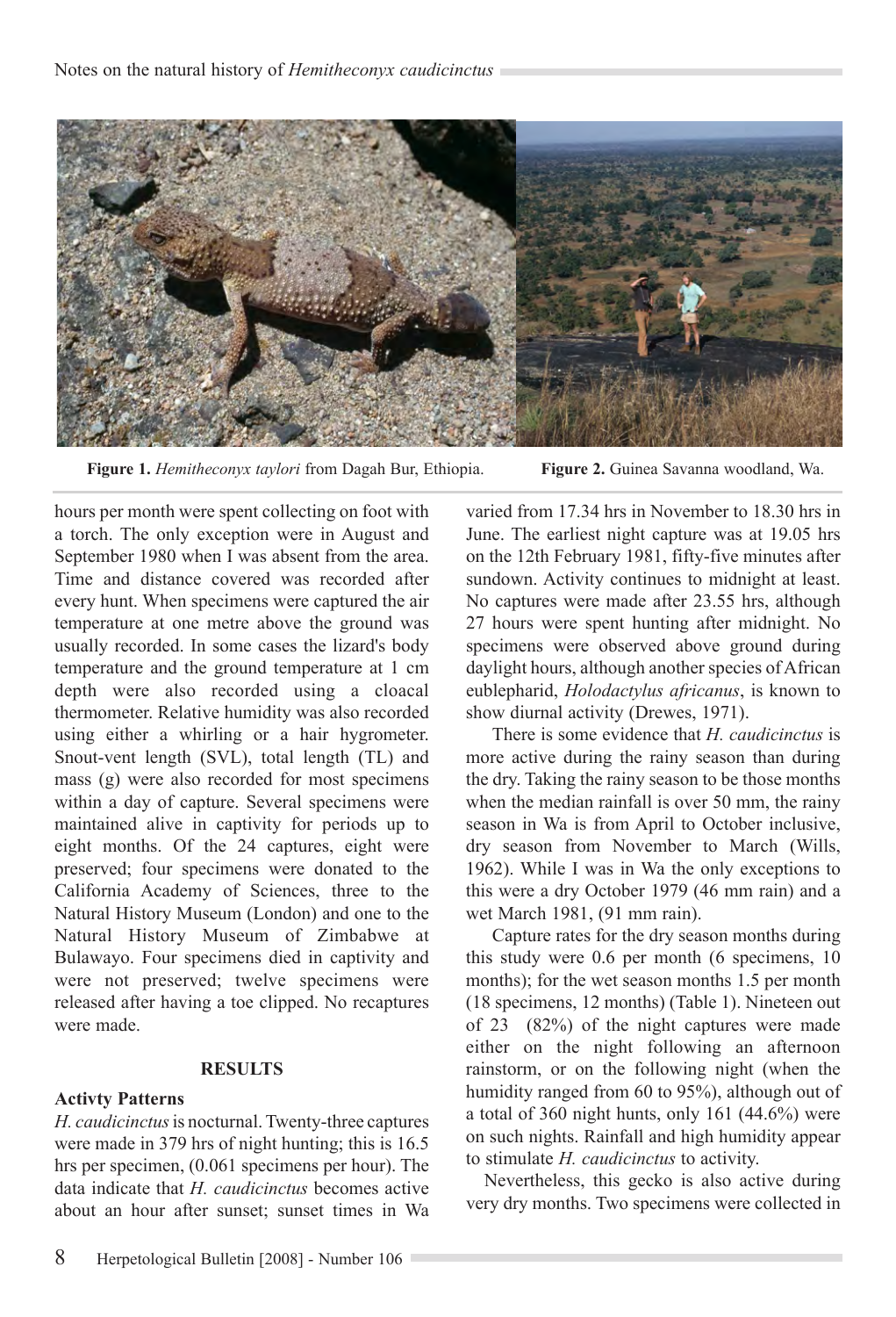**Figure 1.** *Hemitheconyx taylori* from Dagah Bur, Ethiopia.

**Figure 2.** Guinea Savanna woodland, Wa.

hours per month were spent collecting on foot with a torch. The only exception were in August and September 1980 when I was absent from the area. Time and distance covered was recorded after every hunt. When specimens were captured the air temperature at one metre above the ground was usually recorded. In some cases the lizard's body temperature and the ground temperature at 1 cm depth were also recorded using a cloacal thermometer. Relative humidity was also recorded using either a whirling or a hair hygrometer. Snout-vent length (SVL), total length (TL) and mass (g) were also recorded for most specimens within a day of capture. Several specimens were maintained alive in captivity for periods up to eight months. Of the 24 captures, eight were preserved; four specimens were donated to the California Academy of Sciences, three to the Natural History Museum (London) and one to the Natural History Museum of Zimbabwe at Bulawayo. Four specimens died in captivity and were not preserved; twelve specimens were released after having a toe clipped. No recaptures were made.

## RESULTS

### Activty Patterns

*H. caudicinctus* is nocturnal. Twenty-three captures were made in 379 hrs of night hunting; this is 16.5 hrs per specimen, (0.061 specimens per hour). The data indicate that *H. caudicinctus* becomes active about an hour after sunset; sunset times in Wa varied from 17.34 hrs in November to 18.30 hrs in June. The earliest night capture was at 19.05 hrs on the 12th February 1981, fifty-five minutes after sundown. Activity continues to midnight at least. No captures were made after 23.55 hrs, although 27 hours were spent hunting after midnight. No specimens were observed above ground during daylight hours, although another species of African eublepharid, *Holodactylus africanus*, is known to show diurnal activity (Drewes, 1971).

There is some evidence that *H. caudicinctus* is more active during the rainy season than during the dry. Taking the rainy season to be those months when the median rainfall is over 50 mm, the rainy season in Wa is from April to October inclusive, dry season from November to March (Wills, 1962). While I was in Wa the only exceptions to this were a dry October 1979 (46 mm rain) and a wet March 1981, (91 mm rain).

Capture rates for the dry season months during this study were 0.6 per month (6 specimens, 10 months); for the wet season months 1.5 per month (18 specimens, 12 months) (Table 1). Nineteen out of 23 (82%) of the night captures were made either on the night following an afternoon rainstorm, or on the following night (when the humidity ranged from 60 to 95%), although out of a total of 360 night hunts, only 161 (44.6%) were on such nights. Rainfall and high humidity appear to stimulate *H. caudicinctus* to activity.

Nevertheless, this gecko is also active during very dry months. Two specimens were collected in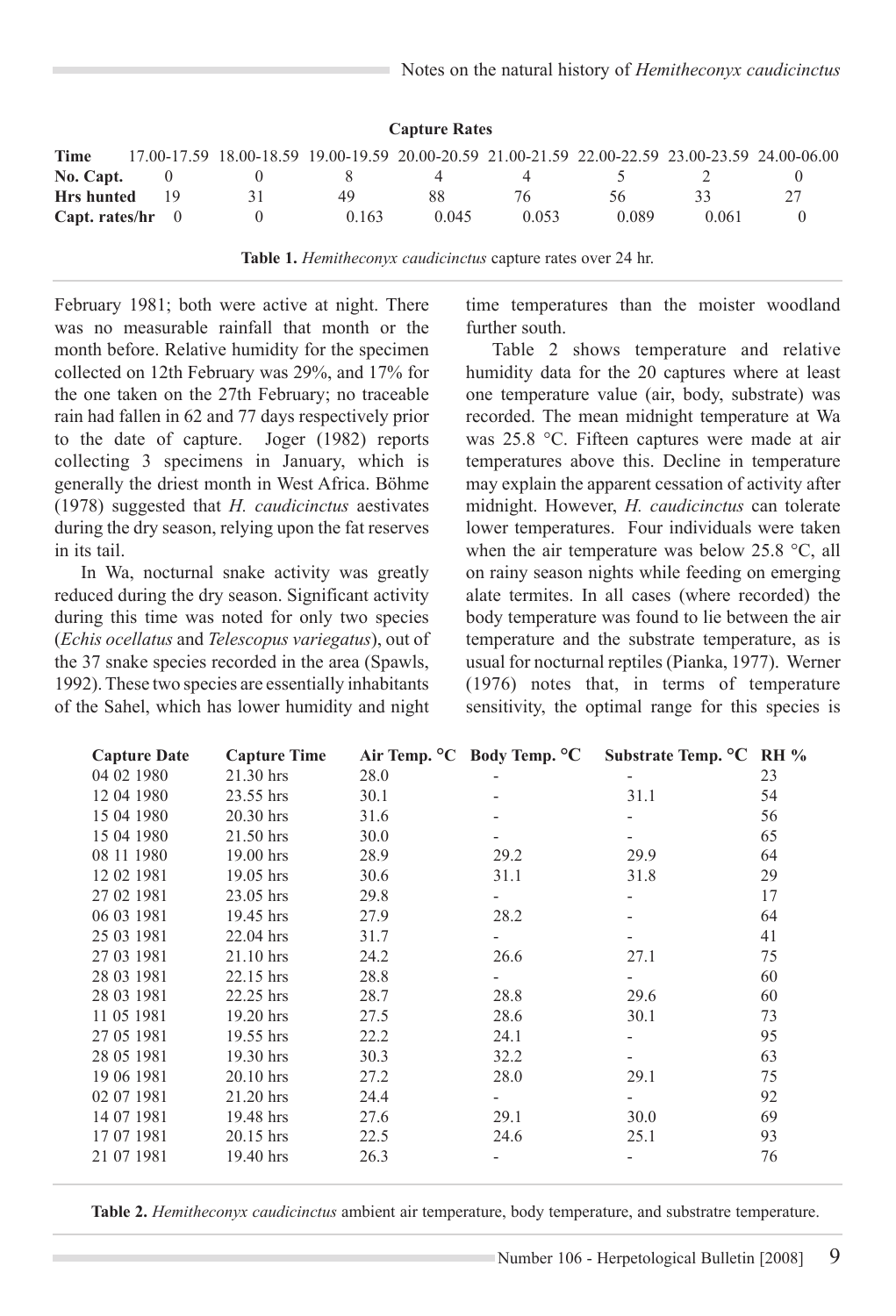**Capture Rates**

| Time | 17.00-17.59 | 18.00-18.59 | 19.00-19.59 | 20.00-20.59 | 21.00-21.59 | 22.00-22.59 | 23.00-23.59 | 24.00-06.00 |
|---|---|---|---|---|---|---|---|---|
| **No. Capt.** | 0 | 0 | 8 | 4 | 4 | 5 | 2 | 0 |
| **Hrs hunted** | 19 | 31 | 49 | 88 | 76 | 56 | 33 | 27 |
| **Capt. rates/hr** | 0 | 0 | 0.163 | 0.045 | 0.053 | 0.089 | 0.061 | 0 |

**Table 1.** *Hemitheconyx caudicinctus* capture rates over 24 hr.

February 1981; both were active at night. There was no measurable rainfall that month or the month before. Relative humidity for the specimen collected on 12th February was 29%, and 17% for the one taken on the 27th February; no traceable rain had fallen in 62 and 77 days respectively prior to the date of capture. Joger (1982) reports collecting 3 specimens in January, which is generally the driest month in West Africa. Böhme (1978) suggested that *H. caudicinctus* aestivates during the dry season, relying upon the fat reserves in its tail.

In Wa, nocturnal snake activity was greatly reduced during the dry season. Significant activity during this time was noted for only two species (*Echis ocellatus* and *Telescopus variegatus*), out of the 37 snake species recorded in the area (Spawls, 1992). These two species are essentially inhabitants of the Sahel, which has lower humidity and night time temperatures than the moister woodland further south.

Table 2 shows temperature and relative humidity data for the 20 captures where at least one temperature value (air, body, substrate) was recorded. The mean midnight temperature at Wa was 25.8 °C. Fifteen captures were made at air temperatures above this. Decline in temperature may explain the apparent cessation of activity after midnight. However, *H. caudicinctus* can tolerate lower temperatures. Four individuals were taken when the air temperature was below 25.8 °C, all on rainy season nights while feeding on emerging alate termites. In all cases (where recorded) the body temperature was found to lie between the air temperature and the substrate temperature, as is usual for nocturnal reptiles (Pianka, 1977). Werner (1976) notes that, in terms of temperature sensitivity, the optimal range for this species is

| Capture Date | Capture Time | Air Temp. °C | Body Temp. °C | Substrate Temp. °C | RH % |
|---|---|---|---|---|---|
| 04 02 1980 | 21.30 hrs | 28.0 | - | - | 23 |
| 12 04 1980 | 23.55 hrs | 30.1 | - | 31.1 | 54 |
| 15 04 1980 | 20.30 hrs | 31.6 | - | - | 56 |
| 15 04 1980 | 21.50 hrs | 30.0 | - | - | 65 |
| 08 11 1980 | 19.00 hrs | 28.9 | 29.2 | 29.9 | 64 |
| 12 02 1981 | 19.05 hrs | 30.6 | 31.1 | 31.8 | 29 |
| 27 02 1981 | 23.05 hrs | 29.8 | - | - | 17 |
| 06 03 1981 | 19.45 hrs | 27.9 | 28.2 | - | 64 |
| 25 03 1981 | 22.04 hrs | 31.7 | - | - | 41 |
| 27 03 1981 | 21.10 hrs | 24.2 | 26.6 | 27.1 | 75 |
| 28 03 1981 | 22.15 hrs | 28.8 | - | - | 60 |
| 28 03 1981 | 22.25 hrs | 28.7 | 28.8 | 29.6 | 60 |
| 11 05 1981 | 19.20 hrs | 27.5 | 28.6 | 30.1 | 73 |
| 27 05 1981 | 19.55 hrs | 22.2 | 24.1 | - | 95 |
| 28 05 1981 | 19.30 hrs | 30.3 | 32.2 | - | 63 |
| 19 06 1981 | 20.10 hrs | 27.2 | 28.0 | 29.1 | 75 |
| 02 07 1981 | 21.20 hrs | 24.4 | - | - | 92 |
| 14 07 1981 | 19.48 hrs | 27.6 | 29.1 | 30.0 | 69 |
| 17 07 1981 | 20.15 hrs | 22.5 | 24.6 | 25.1 | 93 |
| 21 07 1981 | 19.40 hrs | 26.3 | - | - | 76 |

**Table 2.** *Hemitheconyx caudicinctus* ambient air temperature, body temperature, and substratre temperature.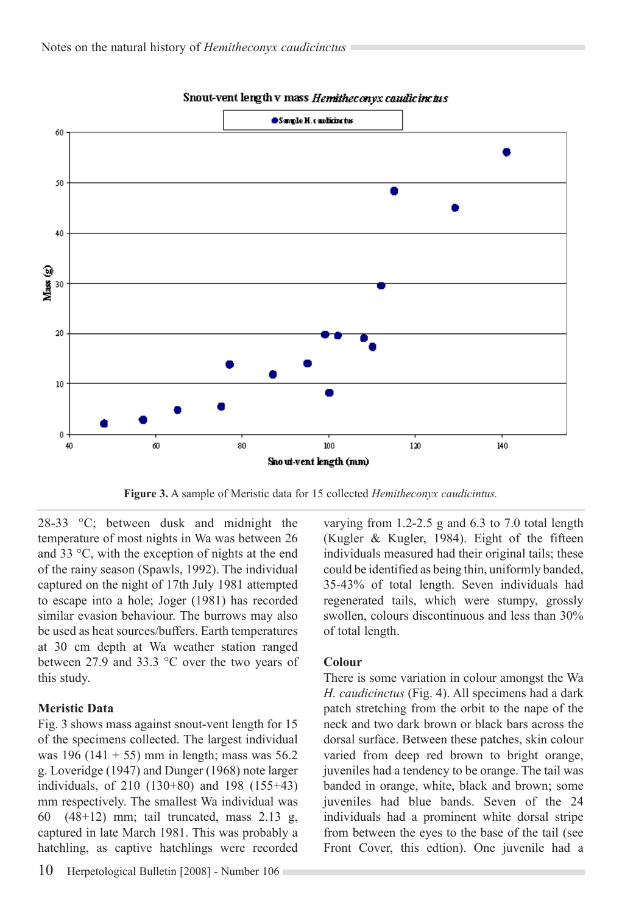Figure 3. A sample of Meristic data for 15 collected *Hemitheconyx caudicintus.*

28-33 °C; between dusk and midnight the temperature of most nights in Wa was between 26 and 33 °C, with the exception of nights at the end of the rainy season (Spawls, 1992). The individual captured on the night of 17th July 1981 attempted to escape into a hole; Joger (1981) has recorded similar evasion behaviour. The burrows may also be used as heat sources/buffers. Earth temperatures at 30 cm depth at Wa weather station ranged between 27.9 and 33.3 °C over the two years of this study.

**Meristic Data**

Fig. 3 shows mass against snout-vent length for 15 of the specimens collected. The largest individual was 196 (141 + 55) mm in length; mass was 56.2 g. Loveridge (1947) and Dunger (1968) note larger individuals, of 210 (130+80) and 198 (155+43) mm respectively. The smallest Wa individual was 60 (48+12) mm; tail truncated, mass 2.13 g, captured in late March 1981. This was probably a hatchling, as captive hatchlings were recorded varying from 1.2-2.5 g and 6.3 to 7.0 total length (Kugler & Kugler, 1984). Eight of the fifteen individuals measured had their original tails; these could be identified as being thin, uniformly banded, 35-43% of total length. Seven individuals had regenerated tails, which were stumpy, grossly swollen, colours discontinuous and less than 30% of total length.

**Colour**

There is some variation in colour amongst the Wa *H. caudicinctus* (Fig. 4). All specimens had a dark patch stretching from the orbit to the nape of the neck and two dark brown or black bars across the dorsal surface. Between these patches, skin colour varied from deep red brown to bright orange, juveniles had a tendency to be orange. The tail was banded in orange, white, black and brown; some juveniles had blue bands. Seven of the 24 individuals had a prominent white dorsal stripe from between the eyes to the base of the tail (see Front Cover, this edtion). One juvenile had a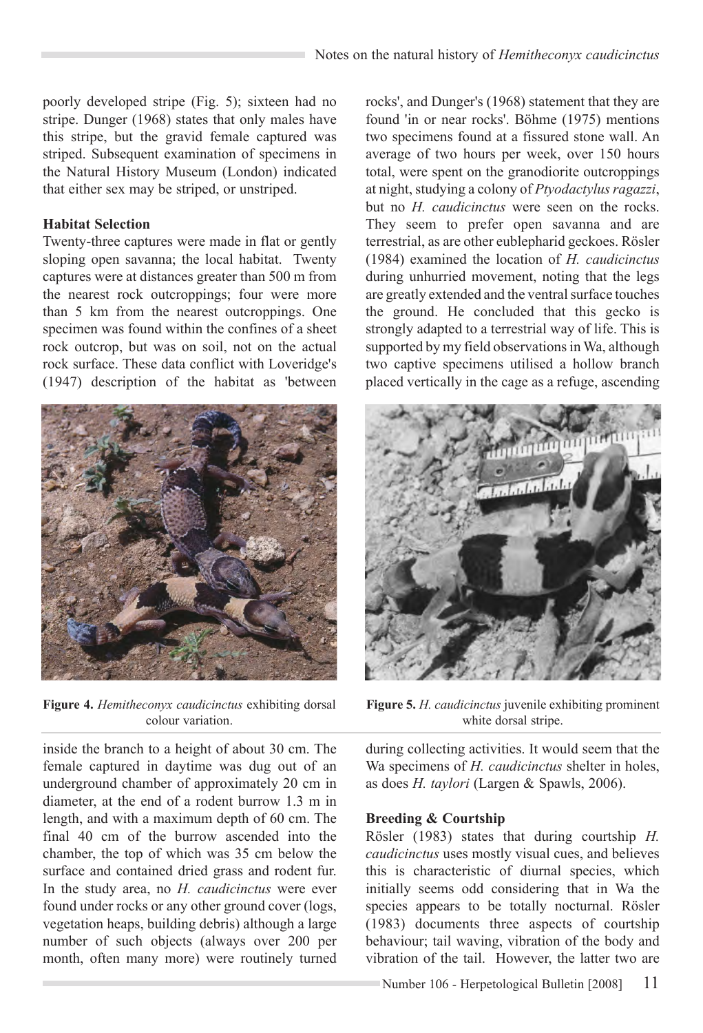poorly developed stripe (Fig. 5); sixteen had no stripe. Dunger (1968) states that only males have this stripe, but the gravid female captured was striped. Subsequent examination of specimens in the Natural History Museum (London) indicated that either sex may be striped, or unstriped.

**Habitat Selection**

Twenty-three captures were made in flat or gently sloping open savanna; the local habitat. Twenty captures were at distances greater than 500 m from the nearest rock outcroppings; four were more than 5 km from the nearest outcroppings. One specimen was found within the confines of a sheet rock outcrop, but was on soil, not on the actual rock surface. These data conflict with Loveridge's (1947) description of the habitat as 'between rocks', and Dunger's (1968) statement that they are found 'in or near rocks'. Böhme (1975) mentions two specimens found at a fissured stone wall. An average of two hours per week, over 150 hours total, were spent on the granodiorite outcroppings at night, studying a colony of *Ptyodactylus ragazzi*, but no *H. caudicinctus* were seen on the rocks. They seem to prefer open savanna and are terrestrial, as are other eublepharid geckoes. Rösler (1984) examined the location of *H. caudicinctus* during unhurried movement, noting that the legs are greatly extended and the ventral surface touches the ground. He concluded that this gecko is strongly adapted to a terrestrial way of life. This is supported by my field observations in Wa, although two captive specimens utilised a hollow branch placed vertically in the cage as a refuge, ascending inside the branch to a height of about 30 cm. The female captured in daytime was dug out of an underground chamber of approximately 20 cm in diameter, at the end of a rodent burrow 1.3 m in length, and with a maximum depth of 60 cm. The final 40 cm of the burrow ascended into the chamber, the top of which was 35 cm below the surface and contained dried grass and rodent fur. In the study area, no *H. caudicinctus* were ever found under rocks or any other ground cover (logs, vegetation heaps, building debris) although a large number of such objects (always over 200 per month, often many more) were routinely turned during collecting activities. It would seem that the Wa specimens of *H. caudicinctus* shelter in holes, as does *H. taylori* (Largen & Spawls, 2006).

**Figure 4.** *Hemitheconyx caudicinctus* exhibiting dorsal colour variation.

**Figure 5.** *H. caudicinctus* juvenile exhibiting prominent white dorsal stripe.

**Breeding & Courtship**

Rösler (1983) states that during courtship *H. caudicinctus* uses mostly visual cues, and believes this is characteristic of diurnal species, which initially seems odd considering that in Wa the species appears to be totally nocturnal. Rösler (1983) documents three aspects of courtship behaviour; tail waving, vibration of the body and vibration of the tail. However, the latter two are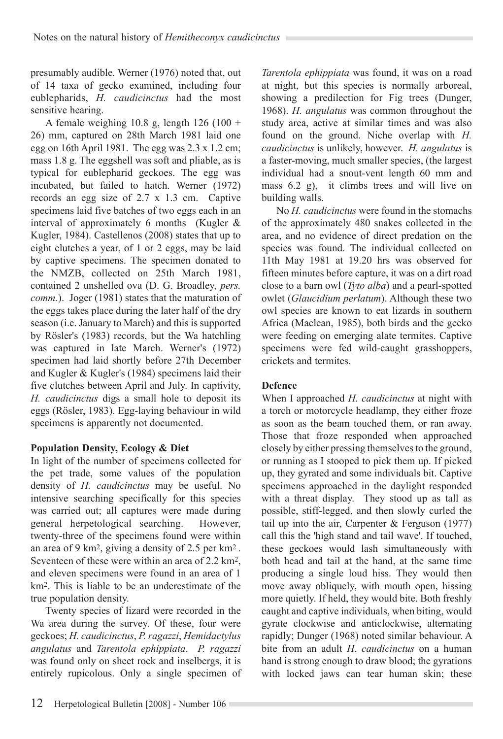presumably audible. Werner (1976) noted that, out of 14 taxa of gecko examined, including four eublepharids, *H. caudicinctus* had the most sensitive hearing.

A female weighing 10.8 g, length 126 (100 + 26) mm, captured on 28th March 1981 laid one egg on 16th April 1981. The egg was 2.3 x 1.2 cm; mass 1.8 g. The eggshell was soft and pliable, as is typical for eublepharid geckoes. The egg was incubated, but failed to hatch. Werner (1972) records an egg size of 2.7 x 1.3 cm. Captive specimens laid five batches of two eggs each in an interval of approximately 6 months (Kugler & Kugler, 1984). Castellenos (2008) states that up to eight clutches a year, of 1 or 2 eggs, may be laid by captive specimens. The specimen donated to the NMZB, collected on 25th March 1981, contained 2 unshelled ova (D. G. Broadley, *pers. comm.*). Joger (1981) states that the maturation of the eggs takes place during the later half of the dry season (i.e. January to March) and this is supported by Rösler's (1983) records, but the Wa hatchling was captured in late March. Werner's (1972) specimen had laid shortly before 27th December and Kugler & Kugler's (1984) specimens laid their five clutches between April and July. In captivity, *H. caudicinctus* digs a small hole to deposit its eggs (Rösler, 1983). Egg-laying behaviour in wild specimens is apparently not documented.

**Population Density, Ecology & Diet**

In light of the number of specimens collected for the pet trade, some values of the population density of *H. caudicinctus* may be useful. No intensive searching specifically for this species was carried out; all captures were made during general herpetological searching. However, twenty-three of the specimens found were within an area of 9 km$^2$, giving a density of 2.5 per km$^2$. Seventeen of these were within an area of 2.2 km$^2$, and eleven specimens were found in an area of 1 km$^2$. This is liable to be an underestimate of the true population density.

Twenty species of lizard were recorded in the Wa area during the survey. Of these, four were geckoes; *H. caudicinctus*, *P. ragazzi*, *Hemidactylus angulatus* and *Tarentola ephippiata*. *P. ragazzi* was found only on sheet rock and inselbergs, it is entirely rupicolous. Only a single specimen of *Tarentola ephippiata* was found, it was on a road at night, but this species is normally arboreal, showing a predilection for Fig trees (Dunger, 1968). *H. angulatus* was common throughout the study area, active at similar times and was also found on the ground. Niche overlap with *H. caudicinctus* is unlikely, however. *H. angulatus* is a faster-moving, much smaller species, (the largest individual had a snout-vent length 60 mm and mass 6.2 g), it climbs trees and will live on building walls.

No *H. caudicinctus* were found in the stomachs of the approximately 480 snakes collected in the area, and no evidence of direct predation on the species was found. The individual collected on 11th May 1981 at 19.20 hrs was observed for fifteen minutes before capture, it was on a dirt road close to a barn owl (*Tyto alba*) and a pearl-spotted owlet (*Glaucidium perlatum*). Although these two owl species are known to eat lizards in southern Africa (Maclean, 1985), both birds and the gecko were feeding on emerging alate termites. Captive specimens were fed wild-caught grasshoppers, crickets and termites.

**Defence**

When I approached *H. caudicinctus* at night with a torch or motorcycle headlamp, they either froze as soon as the beam touched them, or ran away. Those that froze responded when approached closely by either pressing themselves to the ground, or running as I stooped to pick them up. If picked up, they gyrated and some individuals bit. Captive specimens approached in the daylight responded with a threat display. They stood up as tall as possible, stiff-legged, and then slowly curled the tail up into the air, Carpenter & Ferguson (1977) call this the 'high stand and tail wave'. If touched, these geckoes would lash simultaneously with both head and tail at the hand, at the same time producing a single loud hiss. They would then move away obliquely, with mouth open, hissing more quietly. If held, they would bite. Both freshly caught and captive individuals, when biting, would gyrate clockwise and anticlockwise, alternating rapidly; Dunger (1968) noted similar behaviour. A bite from an adult *H. caudicinctus* on a human hand is strong enough to draw blood; the gyrations with locked jaws can tear human skin; these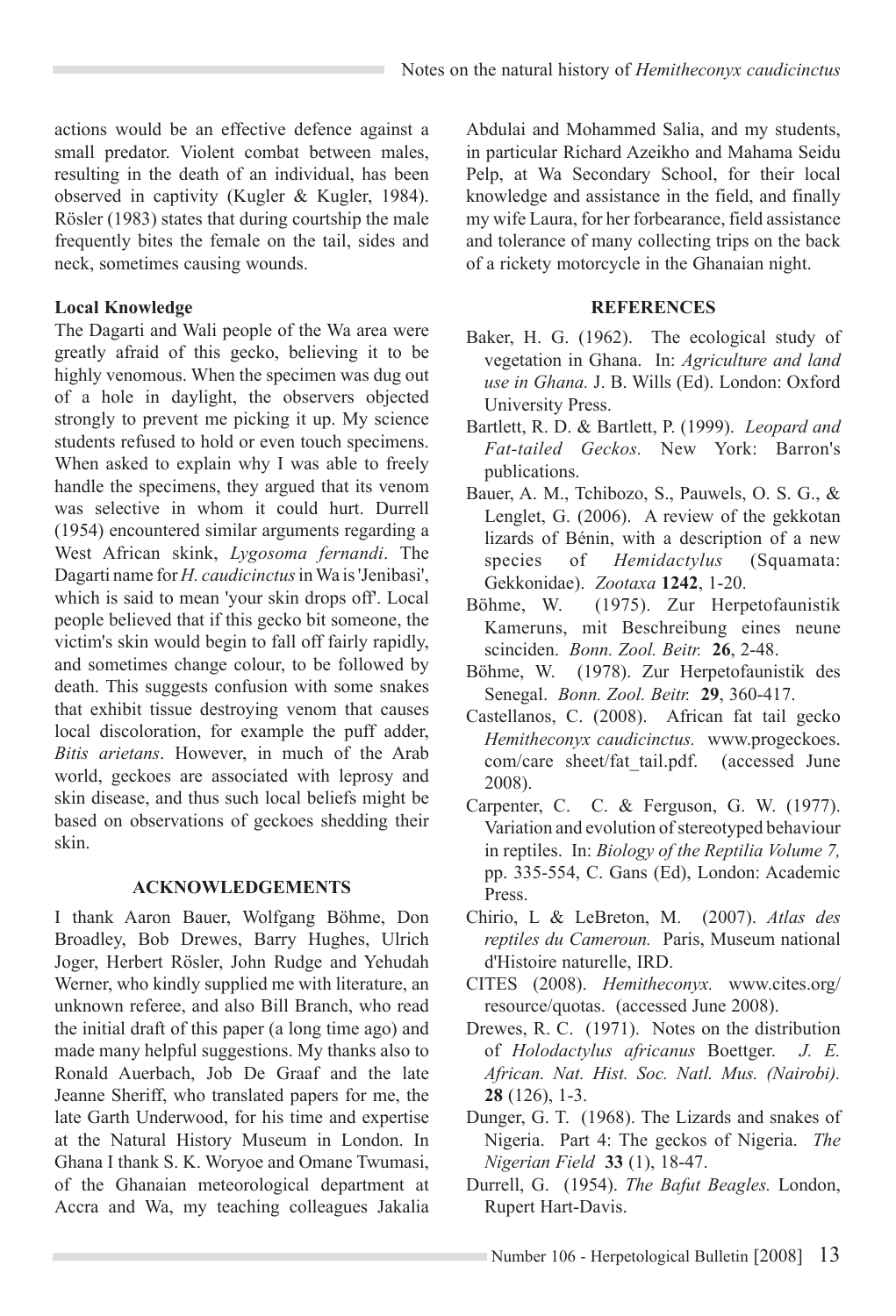actions would be an effective defence against a small predator. Violent combat between males, resulting in the death of an individual, has been observed in captivity (Kugler & Kugler, 1984). Rösler (1983) states that during courtship the male frequently bites the female on the tail, sides and neck, sometimes causing wounds.

**Local Knowledge**

The Dagarti and Wali people of the Wa area were greatly afraid of this gecko, believing it to be highly venomous. When the specimen was dug out of a hole in daylight, the observers objected strongly to prevent me picking it up. My science students refused to hold or even touch specimens. When asked to explain why I was able to freely handle the specimens, they argued that its venom was selective in whom it could hurt. Durrell (1954) encountered similar arguments regarding a West African skink, *Lygosoma fernandi*. The Dagarti name for *H. caudicinctus* in Wa is 'Jenibasi', which is said to mean 'your skin drops off'. Local people believed that if this gecko bit someone, the victim's skin would begin to fall off fairly rapidly, and sometimes change colour, to be followed by death. This suggests confusion with some snakes that exhibit tissue destroying venom that causes local discoloration, for example the puff adder, *Bitis arietans*. However, in much of the Arab world, geckoes are associated with leprosy and skin disease, and thus such local beliefs might be based on observations of geckoes shedding their skin.

## ACKNOWLEDGEMENTS

I thank Aaron Bauer, Wolfgang Böhme, Don Broadley, Bob Drewes, Barry Hughes, Ulrich Joger, Herbert Rösler, John Rudge and Yehudah Werner, who kindly supplied me with literature, an unknown referee, and also Bill Branch, who read the initial draft of this paper (a long time ago) and made many helpful suggestions. My thanks also to Ronald Auerbach, Job De Graaf and the late Jeanne Sheriff, who translated papers for me, the late Garth Underwood, for his time and expertise at the Natural History Museum in London. In Ghana I thank S. K. Woryoe and Omane Twumasi, of the Ghanaian meteorological department at Accra and Wa, my teaching colleagues Jakalia Abdulai and Mohammed Salia, and my students, in particular Richard Azeikho and Mahama Seidu Pelp, at Wa Secondary School, for their local knowledge and assistance in the field, and finally my wife Laura, for her forbearance, field assistance and tolerance of many collecting trips on the back of a rickety motorcycle in the Ghanaian night.

## REFERENCES

Baker, H. G. (1962). The ecological study of vegetation in Ghana. In: *Agriculture and land use in Ghana.* J. B. Wills (Ed). London: Oxford University Press.

Bartlett, R. D. & Bartlett, P. (1999). *Leopard and Fat-tailed Geckos.* New York: Barron's publications.

Bauer, A. M., Tchibozo, S., Pauwels, O. S. G., & Lenglet, G. (2006). A review of the gekkotan lizards of Bénin, with a description of a new species of *Hemidactylus* (Squamata: Gekkonidae). *Zootaxa* **1242**, 1-20.

Böhme, W. (1975). Zur Herpetofaunistik Kameruns, mit Beschreibung eines neune scinciden. *Bonn. Zool. Beitr.* **26**, 2-48.

Böhme, W. (1978). Zur Herpetofaunistik des Senegal. *Bonn. Zool. Beitr.* **29**, 360-417.

Castellanos, C. (2008). African fat tail gecko *Hemitheconyx caudicinctus.* www.progeckoes.com/care sheet/fat_tail.pdf. (accessed June 2008).

Carpenter, C. C. & Ferguson, G. W. (1977). Variation and evolution of stereotyped behaviour in reptiles. In: *Biology of the Reptilia Volume 7,* pp. 335-554, C. Gans (Ed), London: Academic Press.

Chirio, L & LeBreton, M. (2007). *Atlas des reptiles du Cameroun.* Paris, Museum national d'Histoire naturelle, IRD.

CITES (2008). *Hemitheconyx.* www.cites.org/resource/quotas. (accessed June 2008).

Drewes, R. C. (1971). Notes on the distribution of *Holodactylus africanus* Boettger. *J. E. African. Nat. Hist. Soc. Natl. Mus. (Nairobi).* **28** (126), 1-3.

Dunger, G. T. (1968). The Lizards and snakes of Nigeria. Part 4: The geckos of Nigeria. *The Nigerian Field* **33** (1), 18-47.

Durrell, G. (1954). *The Bafut Beagles.* London, Rupert Hart-Davis.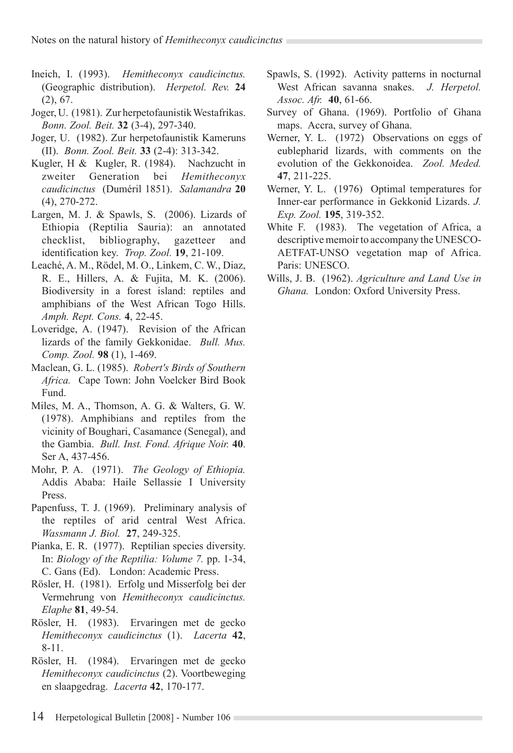Ineich, I. (1993). *Hemitheconyx caudicinctus.* (Geographic distribution). *Herpetol. Rev.* **24** (2), 67.

Joger, U. (1981). Zur herpetofaunistik Westafrikas. *Bonn. Zool. Beit.* **32** (3-4), 297-340.

Joger, U. (1982). Zur herpetofaunistik Kameruns (II). *Bonn. Zool. Beit.* **33** (2-4): 313-342.

Kugler, H & Kugler, R. (1984). Nachzucht in zweiter Generation bei *Hemitheconyx caudicinctus* (Duméril 1851). *Salamandra* **20** (4), 270-272.

Largen, M. J. & Spawls, S. (2006). Lizards of Ethiopia (Reptilia Sauria): an annotated checklist, bibliography, gazetteer and identification key. *Trop. Zool.* **19**, 21-109.

Leaché, A. M., Rödel, M. O., Linkem, C. W., Diaz, R. E., Hillers, A. & Fujita, M. K. (2006). Biodiversity in a forest island: reptiles and amphibians of the West African Togo Hills. *Amph. Rept. Cons.* **4**, 22-45.

Loveridge, A. (1947). Revision of the African lizards of the family Gekkonidae. *Bull. Mus. Comp. Zool.* **98** (1), 1-469.

Maclean, G. L. (1985). *Robert's Birds of Southern Africa.* Cape Town: John Voelcker Bird Book Fund.

Miles, M. A., Thomson, A. G. & Walters, G. W. (1978). Amphibians and reptiles from the vicinity of Boughari, Casamance (Senegal), and the Gambia. *Bull. Inst. Fond. Afrique Noir.* **40**. Ser A, 437-456.

Mohr, P. A. (1971). *The Geology of Ethiopia.* Addis Ababa: Haile Sellassie I University Press.

Papenfuss, T. J. (1969). Preliminary analysis of the reptiles of arid central West Africa. *Wassmann J. Biol.* **27**, 249-325.

Pianka, E. R. (1977). Reptilian species diversity. In: *Biology of the Reptilia: Volume 7.* pp. 1-34, C. Gans (Ed). London: Academic Press.

Rösler, H. (1981). Erfolg und Misserfolg bei der Vermehrung von *Hemitheconyx caudicinctus. Elaphe* **81**, 49-54.

Rösler, H. (1983). Ervaringen met de gecko *Hemitheconyx caudicinctus* (1). *Lacerta* **42**, 8-11.

Rösler, H. (1984). Ervaringen met de gecko *Hemitheconyx caudicinctus* (2). Voortbeweging en slaapgedrag. *Lacerta* **42**, 170-177.

Spawls, S. (1992). Activity patterns in nocturnal West African savanna snakes. *J. Herpetol. Assoc. Afr.* **40**, 61-66.

Survey of Ghana. (1969). Portfolio of Ghana maps. Accra, survey of Ghana.

Werner, Y. L. (1972) Observations on eggs of eublepharid lizards, with comments on the evolution of the Gekkonoidea. *Zool. Meded.* **47**, 211-225.

Werner, Y. L. (1976) Optimal temperatures for Inner-ear performance in Gekkonid Lizards. *J. Exp. Zool.* **195**, 319-352.

White F. (1983). The vegetation of Africa, a descriptive memoir to accompany the UNESCO-AETFAT-UNSO vegetation map of Africa. Paris: UNESCO.

Wills, J. B. (1962). *Agriculture and Land Use in Ghana.* London: Oxford University Press.